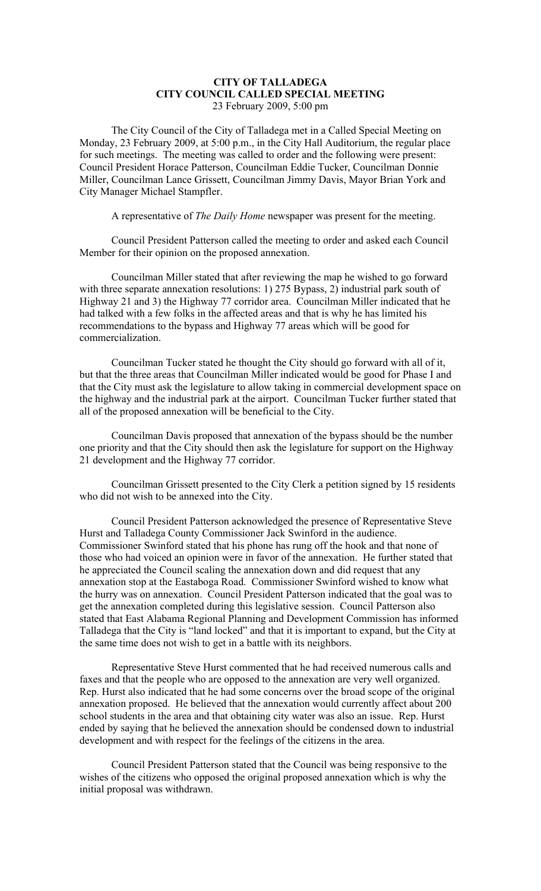# CITY OF TALLADEGA
## CITY COUNCIL CALLED SPECIAL MEETING
23 February 2009, 5:00 pm

The City Council of the City of Talladega met in a Called Special Meeting on Monday, 23 February 2009, at 5:00 p.m., in the City Hall Auditorium, the regular place for such meetings. The meeting was called to order and the following were present: Council President Horace Patterson, Councilman Eddie Tucker, Councilman Donnie Miller, Councilman Lance Grissett, Councilman Jimmy Davis, Mayor Brian York and City Manager Michael Stampfler.

A representative of *The Daily Home* newspaper was present for the meeting.

Council President Patterson called the meeting to order and asked each Council Member for their opinion on the proposed annexation.

Councilman Miller stated that after reviewing the map he wished to go forward with three separate annexation resolutions: 1) 275 Bypass, 2) industrial park south of Highway 21 and 3) the Highway 77 corridor area. Councilman Miller indicated that he had talked with a few folks in the affected areas and that is why he has limited his recommendations to the bypass and Highway 77 areas which will be good for commercialization.

Councilman Tucker stated he thought the City should go forward with all of it, but that the three areas that Councilman Miller indicated would be good for Phase I and that the City must ask the legislature to allow taking in commercial development space on the highway and the industrial park at the airport. Councilman Tucker further stated that all of the proposed annexation will be beneficial to the City.

Councilman Davis proposed that annexation of the bypass should be the number one priority and that the City should then ask the legislature for support on the Highway 21 development and the Highway 77 corridor.

Councilman Grissett presented to the City Clerk a petition signed by 15 residents who did not wish to be annexed into the City.

Council President Patterson acknowledged the presence of Representative Steve Hurst and Talladega County Commissioner Jack Swinford in the audience. Commissioner Swinford stated that his phone has rung off the hook and that none of those who had voiced an opinion were in favor of the annexation. He further stated that he appreciated the Council scaling the annexation down and did request that any annexation stop at the Eastaboga Road. Commissioner Swinford wished to know what the hurry was on annexation. Council President Patterson indicated that the goal was to get the annexation completed during this legislative session. Council Patterson also stated that East Alabama Regional Planning and Development Commission has informed Talladega that the City is "land locked" and that it is important to expand, but the City at the same time does not wish to get in a battle with its neighbors.

Representative Steve Hurst commented that he had received numerous calls and faxes and that the people who are opposed to the annexation are very well organized. Rep. Hurst also indicated that he had some concerns over the broad scope of the original annexation proposed. He believed that the annexation would currently affect about 200 school students in the area and that obtaining city water was also an issue. Rep. Hurst ended by saying that he believed the annexation should be condensed down to industrial development and with respect for the feelings of the citizens in the area.

Council President Patterson stated that the Council was being responsive to the wishes of the citizens who opposed the original proposed annexation which is why the initial proposal was withdrawn.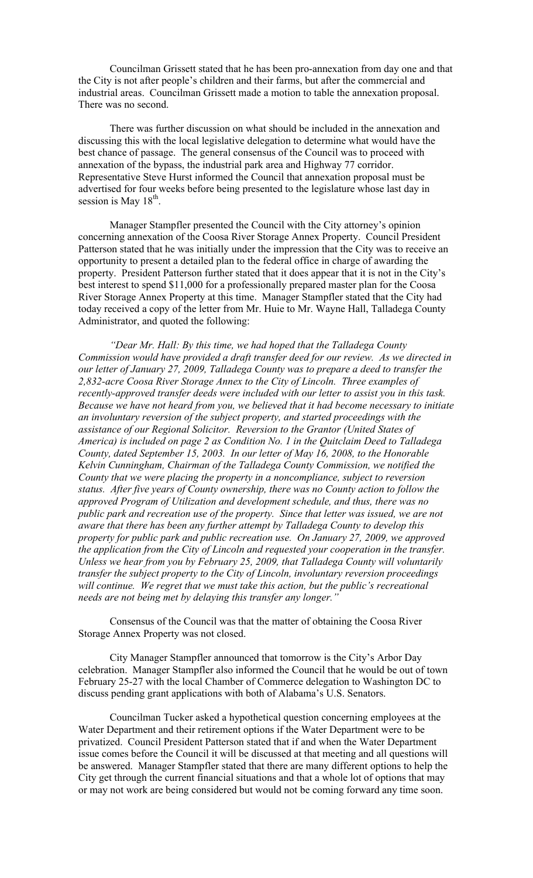Councilman Grissett stated that he has been pro-annexation from day one and that the City is not after people's children and their farms, but after the commercial and industrial areas. Councilman Grissett made a motion to table the annexation proposal. There was no second.

There was further discussion on what should be included in the annexation and discussing this with the local legislative delegation to determine what would have the best chance of passage. The general consensus of the Council was to proceed with annexation of the bypass, the industrial park area and Highway 77 corridor. Representative Steve Hurst informed the Council that annexation proposal must be advertised for four weeks before being presented to the legislature whose last day in session is May 18th.

Manager Stampfler presented the Council with the City attorney's opinion concerning annexation of the Coosa River Storage Annex Property. Council President Patterson stated that he was initially under the impression that the City was to receive an opportunity to present a detailed plan to the federal office in charge of awarding the property. President Patterson further stated that it does appear that it is not in the City's best interest to spend $11,000 for a professionally prepared master plan for the Coosa River Storage Annex Property at this time. Manager Stampfler stated that the City had today received a copy of the letter from Mr. Huie to Mr. Wayne Hall, Talladega County Administrator, and quoted the following:

*"Dear Mr. Hall: By this time, we had hoped that the Talladega County Commission would have provided a draft transfer deed for our review. As we directed in our letter of January 27, 2009, Talladega County was to prepare a deed to transfer the 2,832-acre Coosa River Storage Annex to the City of Lincoln. Three examples of recently-approved transfer deeds were included with our letter to assist you in this task. Because we have not heard from you, we believed that it had become necessary to initiate an involuntary reversion of the subject property, and started proceedings with the assistance of our Regional Solicitor. Reversion to the Grantor (United States of America) is included on page 2 as Condition No. 1 in the Quitclaim Deed to Talladega County, dated September 15, 2003. In our letter of May 16, 2008, to the Honorable Kelvin Cunningham, Chairman of the Talladega County Commission, we notified the County that we were placing the property in a noncompliance, subject to reversion status. After five years of County ownership, there was no County action to follow the approved Program of Utilization and development schedule, and thus, there was no public park and recreation use of the property. Since that letter was issued, we are not aware that there has been any further attempt by Talladega County to develop this property for public park and public recreation use. On January 27, 2009, we approved the application from the City of Lincoln and requested your cooperation in the transfer. Unless we hear from you by February 25, 2009, that Talladega County will voluntarily transfer the subject property to the City of Lincoln, involuntary reversion proceedings will continue. We regret that we must take this action, but the public's recreational needs are not being met by delaying this transfer any longer."*

Consensus of the Council was that the matter of obtaining the Coosa River Storage Annex Property was not closed.

City Manager Stampfler announced that tomorrow is the City's Arbor Day celebration. Manager Stampfler also informed the Council that he would be out of town February 25-27 with the local Chamber of Commerce delegation to Washington DC to discuss pending grant applications with both of Alabama's U.S. Senators.

Councilman Tucker asked a hypothetical question concerning employees at the Water Department and their retirement options if the Water Department were to be privatized. Council President Patterson stated that if and when the Water Department issue comes before the Council it will be discussed at that meeting and all questions will be answered. Manager Stampfler stated that there are many different options to help the City get through the current financial situations and that a whole lot of options that may or may not work are being considered but would not be coming forward any time soon.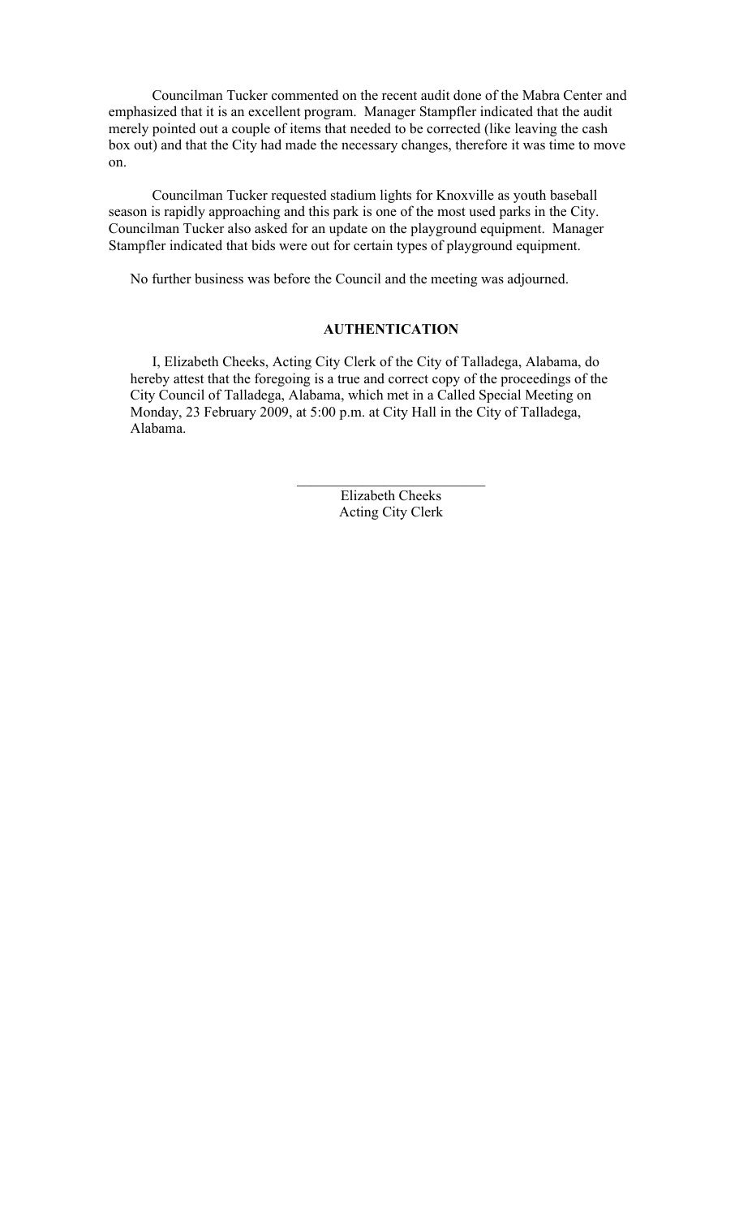Councilman Tucker commented on the recent audit done of the Mabra Center and emphasized that it is an excellent program. Manager Stampfler indicated that the audit merely pointed out a couple of items that needed to be corrected (like leaving the cash box out) and that the City had made the necessary changes, therefore it was time to move on.

Councilman Tucker requested stadium lights for Knoxville as youth baseball season is rapidly approaching and this park is one of the most used parks in the City. Councilman Tucker also asked for an update on the playground equipment. Manager Stampfler indicated that bids were out for certain types of playground equipment.

No further business was before the Council and the meeting was adjourned.

**AUTHENTICATION**

I, Elizabeth Cheeks, Acting City Clerk of the City of Talladega, Alabama, do hereby attest that the foregoing is a true and correct copy of the proceedings of the City Council of Talladega, Alabama, which met in a Called Special Meeting on Monday, 23 February 2009, at 5:00 p.m. at City Hall in the City of Talladega, Alabama.

\_\_\_\_\_\_\_\_\_\_\_\_\_\_\_\_\_\_\_\_\_\_\_\_\_\_

Elizabeth Cheeks
Acting City Clerk